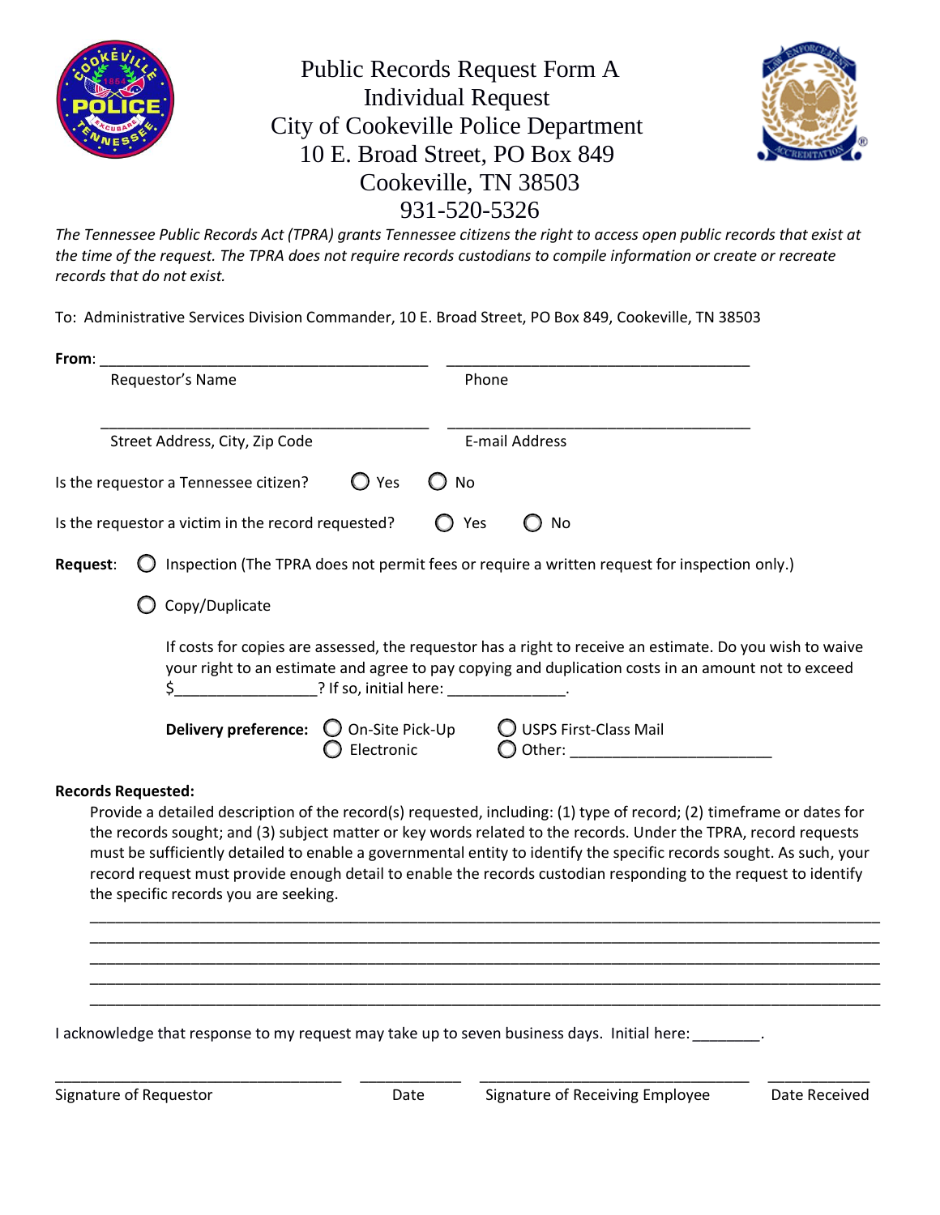# Public Records Request Form A
## Individual Request
## City of Cookeville Police Department
10 E. Broad Street, PO Box 849
Cookeville, TN 38503
931-520-5326

*The Tennessee Public Records Act (TPRA) grants Tennessee citizens the right to access open public records that exist at the time of the request. The TPRA does not require records custodians to compile information or create or recreate records that do not exist.*

To: Administrative Services Division Commander, 10 E. Broad Street, PO Box 849, Cookeville, TN 38503

**From**: ________________________________________ ____________________________________

Requestor's Name — Phone

________________________________________ ____________________________________

Street Address, City, Zip Code — E-mail Address

Is the requestor a Tennessee citizen? ◯ Yes ◯ No

Is the requestor a victim in the record requested? ◯ Yes ◯ No

**Request**: ◯ Inspection (The TPRA does not permit fees or require a written request for inspection only.)

◯ Copy/Duplicate

If costs for copies are assessed, the requestor has a right to receive an estimate. Do you wish to waive your right to an estimate and agree to pay copying and duplication costs in an amount not to exceed $________________? If so, initial here: ______________.

**Delivery preference:** ◯ On-Site Pick-Up ◯ USPS First-Class Mail ◯ Electronic ◯ Other: _______________________

**Records Requested:**

Provide a detailed description of the record(s) requested, including: (1) type of record; (2) timeframe or dates for the records sought; and (3) subject matter or key words related to the records. Under the TPRA, record requests must be sufficiently detailed to enable a governmental entity to identify the specific records sought. As such, your record request must provide enough detail to enable the records custodian responding to the request to identify the specific records you are seeking.

______________________________________________________________________________________

______________________________________________________________________________________

______________________________________________________________________________________

______________________________________________________________________________________

______________________________________________________________________________________

I acknowledge that response to my request may take up to seven business days. Initial here: ________.

__________________________________ ____________ ________________________________ ____________

Signature of Requestor — Date — Signature of Receiving Employee — Date Received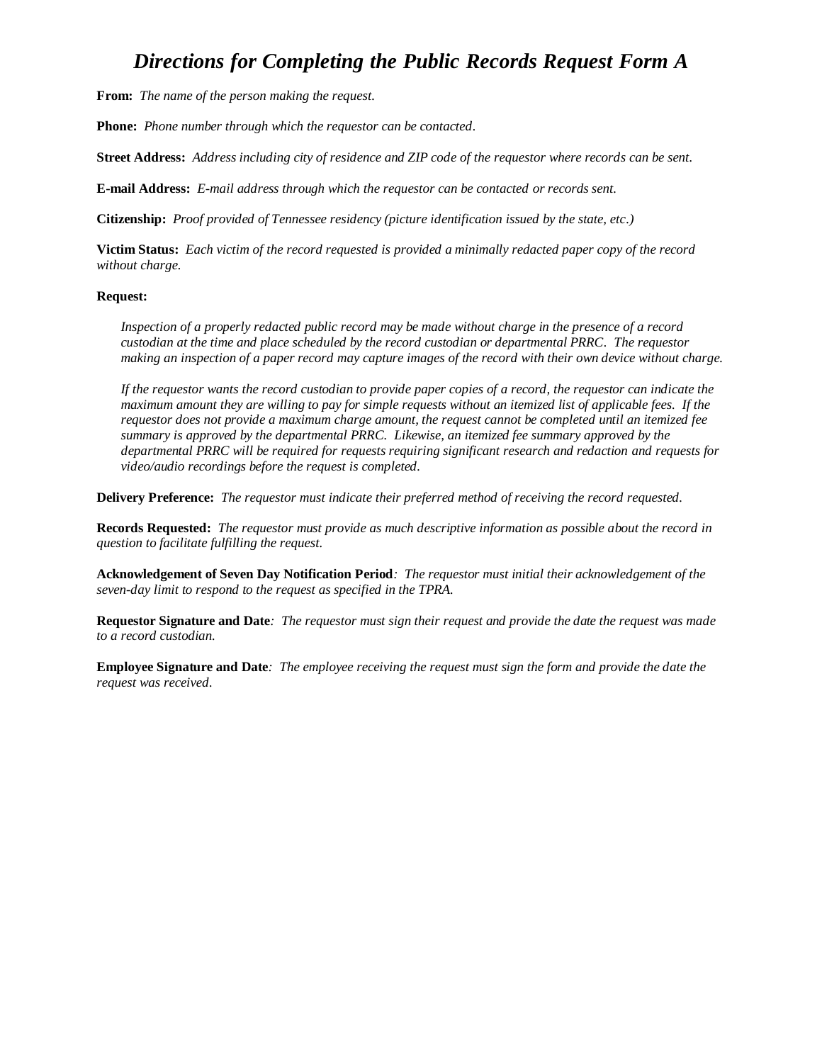# *Directions for Completing the Public Records Request Form A*

**From:** *The name of the person making the request.*

**Phone:** *Phone number through which the requestor can be contacted.*

**Street Address:** *Address including city of residence and ZIP code of the requestor where records can be sent.*

**E-mail Address:** *E-mail address through which the requestor can be contacted or records sent.*

**Citizenship:** *Proof provided of Tennessee residency (picture identification issued by the state, etc.)*

**Victim Status:** *Each victim of the record requested is provided a minimally redacted paper copy of the record without charge.*

**Request:**

> *Inspection of a properly redacted public record may be made without charge in the presence of a record custodian at the time and place scheduled by the record custodian or departmental PRRC. The requestor making an inspection of a paper record may capture images of the record with their own device without charge.*
>
> *If the requestor wants the record custodian to provide paper copies of a record, the requestor can indicate the maximum amount they are willing to pay for simple requests without an itemized list of applicable fees. If the requestor does not provide a maximum charge amount, the request cannot be completed until an itemized fee summary is approved by the departmental PRRC. Likewise, an itemized fee summary approved by the departmental PRRC will be required for requests requiring significant research and redaction and requests for video/audio recordings before the request is completed.*

**Delivery Preference:** *The requestor must indicate their preferred method of receiving the record requested.*

**Records Requested:** *The requestor must provide as much descriptive information as possible about the record in question to facilitate fulfilling the request.*

**Acknowledgement of Seven Day Notification Period***:* *The requestor must initial their acknowledgement of the seven-day limit to respond to the request as specified in the TPRA.*

**Requestor Signature and Date***:* *The requestor must sign their request and provide the date the request was made to a record custodian.*

**Employee Signature and Date***:* *The employee receiving the request must sign the form and provide the date the request was received.*